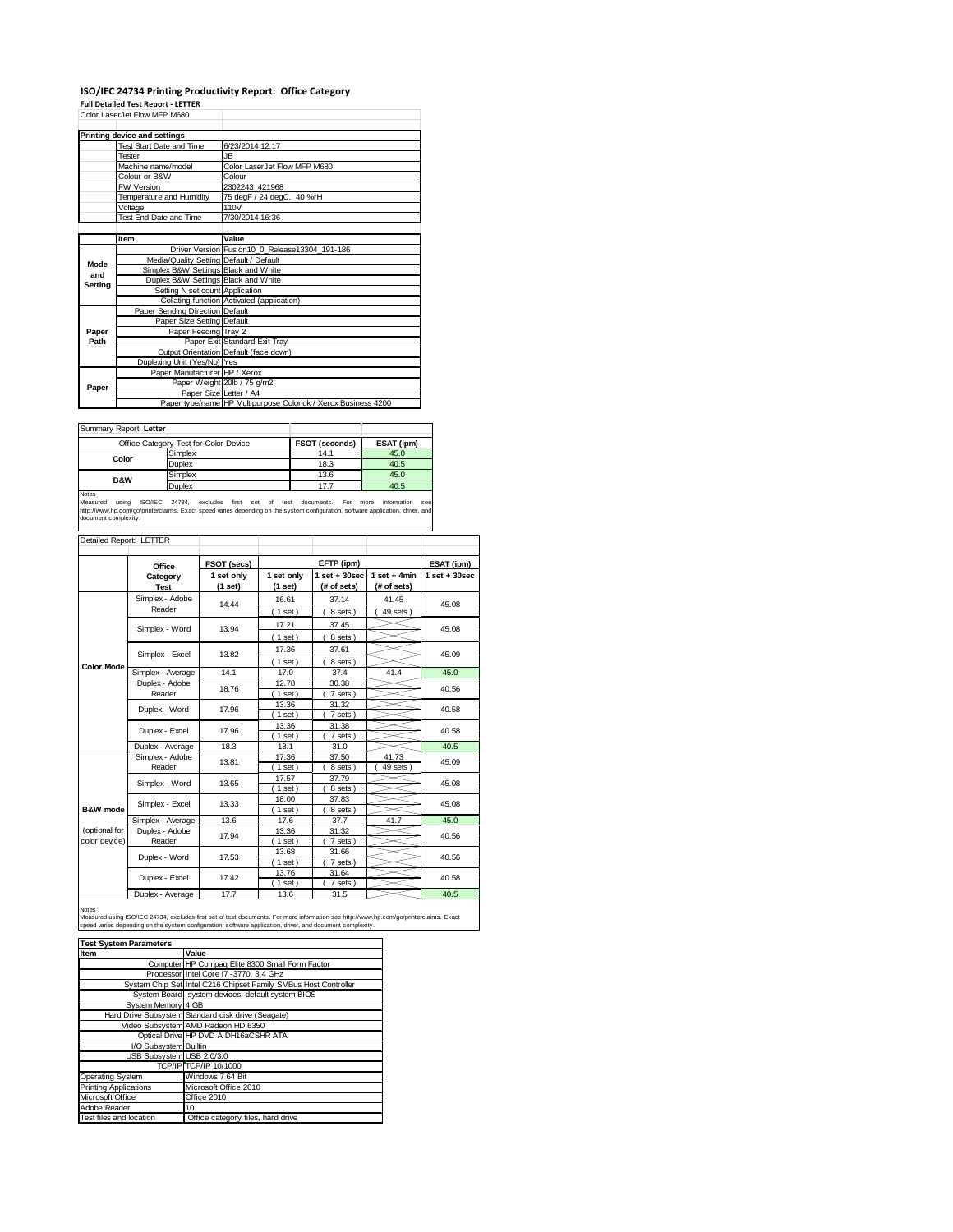# ISO/IEC 24734 Printing Productivity Report: Office Category

**Full Detailed Test Report - LETTER**

Color LaserJet Flow MFP M680

| Printing device and settings | |
|---|---|
| Test Start Date and Time | 6/23/2014 12:17 |
| Tester | JB |
| Machine name/model | Color LaserJet Flow MFP M680 |
| Colour or B&W | Colour |
| FW Version | 2302243_421968 |
| Temperature and Humidity | 75 degF / 24 degC, 40 %rH |
| Voltage | 110V |
| Test End Date and Time | 7/30/2014 16:36 |

| | Item | Value |
|---|---|---|
| Mode and Setting | Driver Version | Fusion10_0_Release13304_191-186 |
| | Media/Quality Setting | Default / Default |
| | Simplex B&W Settings | Black and White |
| | Duplex B&W Settings | Black and White |
| | Setting N set count | Application |
| | Collating function | Activated (application) |
| Paper Path | Paper Sending Direction | Default |
| | Paper Size Setting | Default |
| | Paper Feeding | Tray 2 |
| | Paper Exit | Standard Exit Tray |
| | Output Orientation | Default (face down) |
| | Duplexing Unit (Yes/No) | Yes |
| Paper | Paper Manufacturer | HP / Xerox |
| | Paper Weight | 20lb / 75 g/m2 |
| | Paper Size | Letter / A4 |
| | Paper type/name | HP Multipurpose Colorlok / Xerox Business 4200 |

Summary Report: **Letter**

| Office Category Test for Color Device | | FSOT (seconds) | ESAT (ipm) |
|---|---|---|---|
| Color | Simplex | 14.1 | 45.0 |
| | Duplex | 18.3 | 40.5 |
| B&W | Simplex | 13.6 | 45.0 |
| | Duplex | 17.7 | 40.5 |

Notes
Measured using ISO/IEC 24734, excludes first set of test documents. For more information see http://www.hp.com/go/printerclaims. Exact speed varies depending on the system configuration, software application, driver, and document complexity.

Detailed Report: LETTER

| | Office Category Test | FSOT (secs) 1 set only (1 set) | EFTP (ipm) 1 set only (1 set) | EFTP (ipm) 1 set + 30sec (# of sets) | EFTP (ipm) 1 set + 4min (# of sets) | ESAT (ipm) 1 set + 30sec |
|---|---|---|---|---|---|---|
| Color Mode | Simplex - Adobe Reader | 14.44 | 16.61 (1 set) | 37.14 (8 sets) | 41.45 (49 sets) | 45.08 |
| | Simplex - Word | 13.94 | 17.21 (1 set) | 37.45 (8 sets) | | 45.08 |
| | Simplex - Excel | 13.82 | 17.36 (1 set) | 37.61 (8 sets) | | 45.09 |
| | Simplex - Average | 14.1 | 17.0 | 37.4 | 41.4 | 45.0 |
| | Duplex - Adobe Reader | 18.76 | 12.78 (1 set) | 30.38 (7 sets) | | 40.56 |
| | Duplex - Word | 17.96 | 13.36 (1 set) | 31.32 (7 sets) | | 40.58 |
| | Duplex - Excel | 17.96 | 13.36 (1 set) | 31.38 (7 sets) | | 40.58 |
| | Duplex - Average | 18.3 | 13.1 | 31.0 | | 40.5 |
| B&W mode (optional for color device) | Simplex - Adobe Reader | 13.81 | 17.36 (1 set) | 37.50 (8 sets) | 41.73 (49 sets) | 45.09 |
| | Simplex - Word | 13.65 | 17.57 (1 set) | 37.79 (8 sets) | | 45.08 |
| | Simplex - Excel | 13.33 | 18.00 (1 set) | 37.83 (8 sets) | | 45.08 |
| | Simplex - Average | 13.6 | 17.6 | 37.7 | 41.7 | 45.0 |
| | Duplex - Adobe Reader | 17.94 | 13.36 (1 set) | 31.32 (7 sets) | | 40.56 |
| | Duplex - Word | 17.53 | 13.68 (1 set) | 31.66 (7 sets) | | 40.56 |
| | Duplex - Excel | 17.42 | 13.76 (1 set) | 31.64 (7 sets) | | 40.58 |
| | Duplex - Average | 17.7 | 13.6 | 31.5 | | 40.5 |

Notes
Measured using ISO/IEC 24734, excludes first set of test documents. For more information see http://www.hp.com/go/printerclaims. Exact speed varies depending on the system configuration, software application, driver, and document complexity.

| Test System Parameters | |
|---|---|
| **Item** | **Value** |
| Computer | HP Compaq Elite 8300 Small Form Factor |
| Processor | Intel Core i7 -3770, 3.4 GHz |
| System Chip Set | Intel C216 Chipset Family SMBus Host Controller |
| System Board | system devices, default system BIOS |
| System Memory | 4 GB |
| Hard Drive Subsystem | Standard disk drive (Seagate) |
| Video Subsystem | AMD Radeon HD 6350 |
| Optical Drive | HP DVD A DH16aCSHR ATA |
| I/O Subsystem | Builtin |
| USB Subsystem | USB 2.0/3.0 |
| TCP/IP | TCP/IP 10/1000 |
| Operating System | Windows 7 64 Bit |
| Printing Applications | Microsoft Office 2010 |
| Microsoft Office | Office 2010 |
| Adobe Reader | 10 |
| Test files and location | Office category files, hard drive |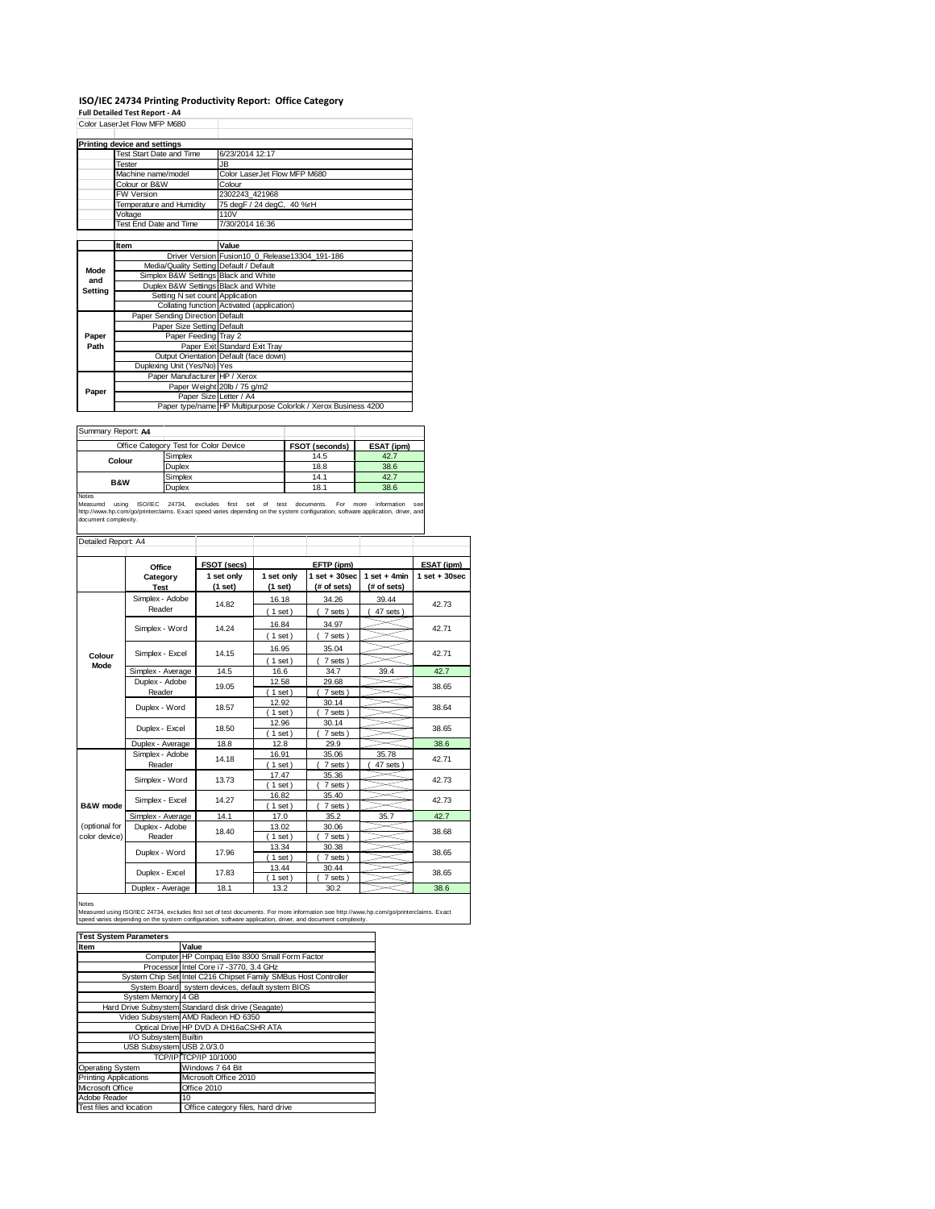# ISO/IEC 24734 Printing Productivity Report: Office Category

**Full Detailed Test Report - A4**

Color LaserJet Flow MFP M680

| Printing device and settings | |
|---|---|
| Test Start Date and Time | 6/23/2014 12:17 |
| Tester | JB |
| Machine name/model | Color LaserJet Flow MFP M680 |
| Colour or B&W | Colour |
| FW Version | 2302243_421968 |
| Temperature and Humidity | 75 degF / 24 degC, 40 %rH |
| Voltage | 110V |
| Test End Date and Time | 7/30/2014 16:36 |

| | Item | Value |
|---|---|---|
| Mode and Setting | Driver Version | Fusion10_0_Release13304_191-186 |
| | Media/Quality Setting | Default / Default |
| | Simplex B&W Settings | Black and White |
| | Duplex B&W Settings | Black and White |
| | Setting N set count | Application |
| | Collating function | Activated (application) |
| Paper Path | Paper Sending Direction | Default |
| | Paper Size Setting | Default |
| | Paper Feeding | Tray 2 |
| | Paper Exit | Standard Exit Tray |
| | Output Orientation | Default (face down) |
| | Duplexing Unit (Yes/No) | Yes |
| Paper | Paper Manufacturer | HP / Xerox |
| | Paper Weight | 20lb / 75 g/m2 |
| | Paper Size | Letter / A4 |
| | Paper type/name | HP Multipurpose Colorlok / Xerox Business 4200 |

Summary Report: **A4**

| Office Category Test for Color Device | | FSOT (seconds) | ESAT (ipm) |
|---|---|---|---|
| Colour | Simplex | 14.5 | 42.7 |
| | Duplex | 18.8 | 38.6 |
| B&W | Simplex | 14.1 | 42.7 |
| | Duplex | 18.1 | 38.6 |

Notes
Measured using ISO/IEC 24734, excludes first set of test documents. For more information see http://www.hp.com/go/printerclaims. Exact speed varies depending on the system configuration, software application, driver, and document complexity.

Detailed Report: A4

| | Office Category Test | FSOT (secs) 1 set only (1 set) | EFTP (ipm) 1 set only (1 set) | EFTP (ipm) 1 set + 30sec (# of sets) | EFTP (ipm) 1 set + 4min (# of sets) | ESAT (ipm) 1 set + 30sec |
|---|---|---|---|---|---|---|
| Colour Mode | Simplex - Adobe Reader | 14.82 | 16.18 (1 set) | 34.26 (7 sets) | 39.44 (47 sets) | 42.73 |
| | Simplex - Word | 14.24 | 16.84 (1 set) | 34.97 (7 sets) | | 42.71 |
| | Simplex - Excel | 14.15 | 16.95 (1 set) | 35.04 (7 sets) | | 42.71 |
| | Simplex - Average | 14.5 | 16.6 | 34.7 | 39.4 | 42.7 |
| | Duplex - Adobe Reader | 19.05 | 12.58 (1 set) | 29.68 (7 sets) | | 38.65 |
| | Duplex - Word | 18.57 | 12.92 (1 set) | 30.14 (7 sets) | | 38.64 |
| | Duplex - Excel | 18.50 | 12.96 (1 set) | 30.14 (7 sets) | | 38.65 |
| | Duplex - Average | 18.8 | 12.8 | 29.9 | | 38.6 |
| B&W mode (optional for color device) | Simplex - Adobe Reader | 14.18 | 16.91 (1 set) | 35.06 (7 sets) | 35.78 (47 sets) | 42.71 |
| | Simplex - Word | 13.73 | 17.47 (1 set) | 35.36 (7 sets) | | 42.73 |
| | Simplex - Excel | 14.27 | 16.82 (1 set) | 35.40 (7 sets) | | 42.73 |
| | Simplex - Average | 14.1 | 17.0 | 35.2 | 35.7 | 42.7 |
| | Duplex - Adobe Reader | 18.40 | 13.02 (1 set) | 30.06 (7 sets) | | 38.68 |
| | Duplex - Word | 17.96 | 13.34 (1 set) | 30.38 (7 sets) | | 38.65 |
| | Duplex - Excel | 17.83 | 13.44 (1 set) | 30.44 (7 sets) | | 38.65 |
| | Duplex - Average | 18.1 | 13.2 | 30.2 | | 38.6 |

Notes
Measured using ISO/IEC 24734, excludes first set of test documents. For more information see http://www.hp.com/go/printerclaims. Exact speed varies depending on the system configuration, software application, driver, and document complexity.

| Test System Parameters | |
|---|---|
| **Item** | **Value** |
| Computer | HP Compaq Elite 8300 Small Form Factor |
| Processor | Intel Core i7 -3770, 3.4 GHz |
| System Chip Set | Intel C216 Chipset Family SMBus Host Controller |
| System Board | system devices, default system BIOS |
| System Memory | 4 GB |
| Hard Drive Subsystem | Standard disk drive (Seagate) |
| Video Subsystem | AMD Radeon HD 6350 |
| Optical Drive | HP DVD A DH16aCSHR ATA |
| I/O Subsystem | Builtin |
| USB Subsystem | USB 2.0/3.0 |
| TCP/IP | TCP/IP 10/1000 |
| Operating System | Windows 7 64 Bit |
| Printing Applications | Microsoft Office 2010 |
| Microsoft Office | Office 2010 |
| Adobe Reader | 10 |
| Test files and location | Office category files, hard drive |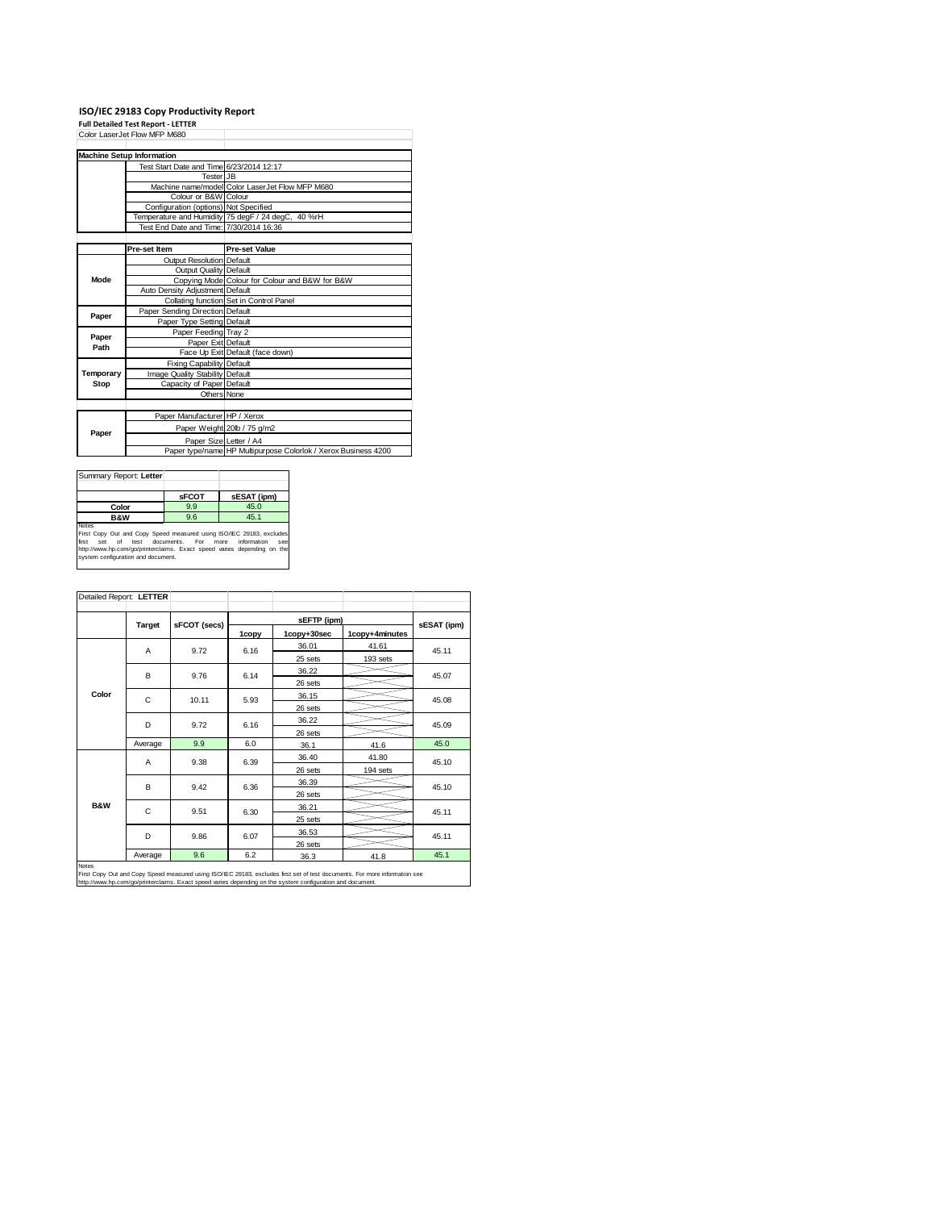# ISO/IEC 29183 Copy Productivity Report

**Full Detailed Test Report - LETTER**

Color LaserJet Flow MFP M680

| Machine Setup Information | | |
|---|---|---|
| | Test Start Date and Time | 6/23/2014 12:17 |
| | Tester | JB |
| | Machine name/model | Color LaserJet Flow MFP M680 |
| | Colour or B&W | Colour |
| | Configuration (options) | Not Specified |
| | Temperature and Humidity | 75 degF / 24 degC, 40 %rH |
| | Test End Date and Time: | 7/30/2014 16:36 |

| | Pre-set Item | Pre-set Value |
|---|---|---|
| Mode | Output Resolution | Default |
| | Output Quality | Default |
| | Copying Mode | Colour for Colour and B&W for B&W |
| | Auto Density Adjustment | Default |
| | Collating function | Set in Control Panel |
| Paper | Paper Sending Direction | Default |
| | Paper Type Setting | Default |
| Paper Path | Paper Feeding | Tray 2 |
| | Paper Exit | Default |
| | Face Up Exit | Default (face down) |
| Temporary Stop | Fixing Capability | Default |
| | Image Quality Stability | Default |
| | Capacity of Paper | Default |
| | Others | None |

| | | |
|---|---|---|
| Paper | Paper Manufacturer | HP / Xerox |
| | Paper Weight | 20lb / 75 g/m2 |
| | Paper Size | Letter / A4 |
| | Paper type/name | HP Multipurpose Colorlok / Xerox Business 4200 |

Summary Report: **Letter**

| | sFCOT | sESAT (ipm) |
|---|---|---|
| Color | 9.9 | 45.0 |
| B&W | 9.6 | 45.1 |

Notes
First Copy Out and Copy Speed measured using ISO/IEC 29183, excludes first set of test documents. For more information see http://www.hp.com/go/printerclaims. Exact speed varies depending on the system configuration and document.

Detailed Report: **LETTER**

| | Target | sFCOT (secs) | sEFTP (ipm) 1copy | sEFTP (ipm) 1copy+30sec | sEFTP (ipm) 1copy+4minutes | sESAT (ipm) |
|---|---|---|---|---|---|---|
| Color | A | 9.72 | 6.16 | 36.01 | 41.61 | 45.11 |
| | | | | 25 sets | 193 sets | |
| | B | 9.76 | 6.14 | 36.22 | | 45.07 |
| | | | | 26 sets | | |
| | C | 10.11 | 5.93 | 36.15 | | 45.08 |
| | | | | 26 sets | | |
| | D | 9.72 | 6.16 | 36.22 | | 45.09 |
| | | | | 26 sets | | |
| | Average | 9.9 | 6.0 | 36.1 | 41.6 | 45.0 |
| B&W | A | 9.38 | 6.39 | 36.40 | 41.80 | 45.10 |
| | | | | 26 sets | 194 sets | |
| | B | 9.42 | 6.36 | 36.39 | | 45.10 |
| | | | | 26 sets | | |
| | C | 9.51 | 6.30 | 36.21 | | 45.11 |
| | | | | 25 sets | | |
| | D | 9.86 | 6.07 | 36.53 | | 45.11 |
| | | | | 26 sets | | |
| | Average | 9.6 | 6.2 | 36.3 | 41.8 | 45.1 |

Notes
First Copy Out and Copy Speed measured using ISO/IEC 29183, excludes first set of test documents. For more information see http://www.hp.com/go/printerclaims. Exact speed varies depending on the system configuration and document.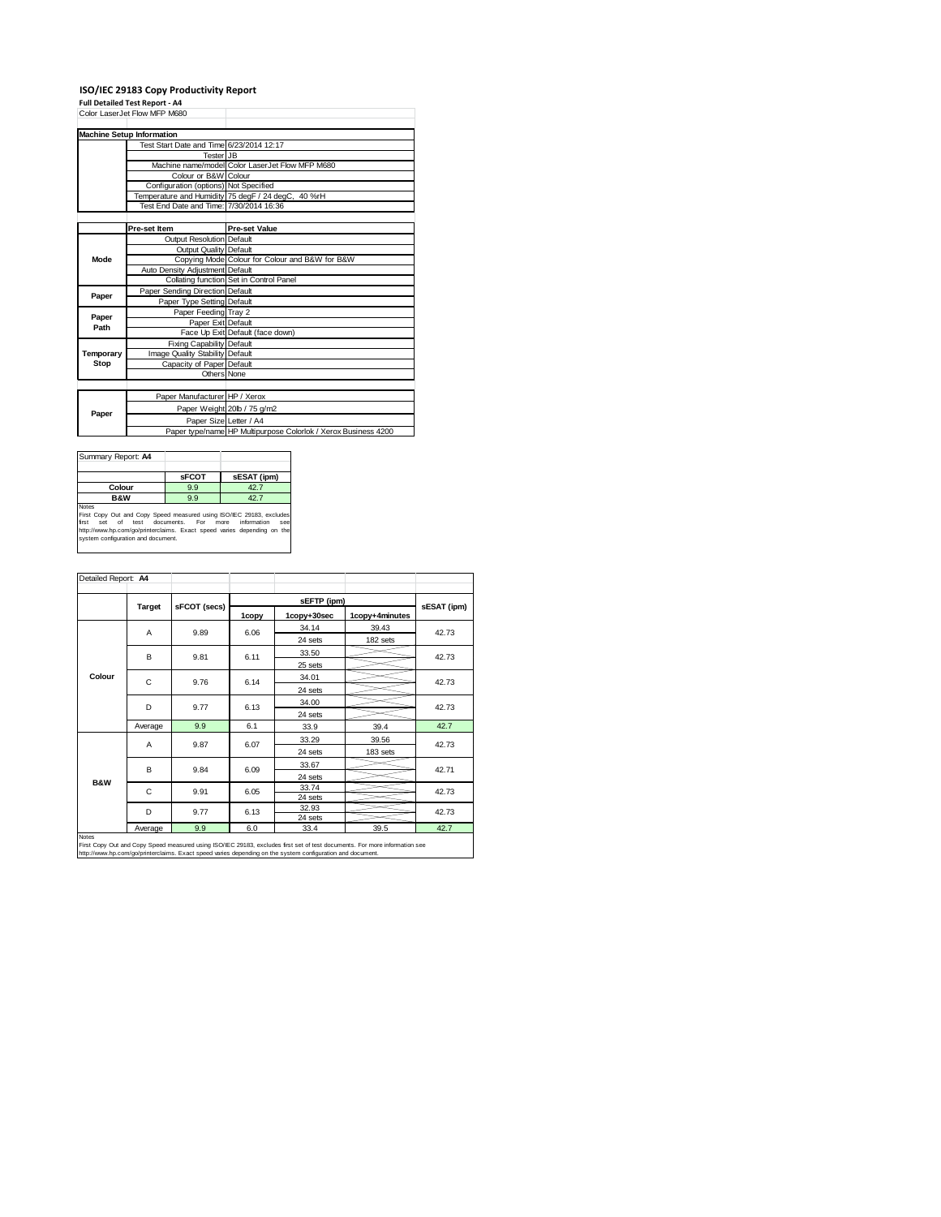# ISO/IEC 29183 Copy Productivity Report

**Full Detailed Test Report - A4**

Color LaserJet Flow MFP M680

| Machine Setup Information | | |
|---|---|---|
| | Test Start Date and Time | 6/23/2014 12:17 |
| | Tester | JB |
| | Machine name/model | Color LaserJet Flow MFP M680 |
| | Colour or B&W | Colour |
| | Configuration (options) | Not Specified |
| | Temperature and Humidity | 75 degF / 24 degC, 40 %rH |
| | Test End Date and Time: | 7/30/2014 16:36 |

| | Pre-set Item | Pre-set Value |
|---|---|---|
| Mode | Output Resolution | Default |
| | Output Quality | Default |
| | Copying Mode | Colour for Colour and B&W for B&W |
| | Auto Density Adjustment | Default |
| | Collating function | Set in Control Panel |
| Paper | Paper Sending Direction | Default |
| | Paper Type Setting | Default |
| Paper Path | Paper Feeding | Tray 2 |
| | Paper Exit | Default |
| | Face Up Exit | Default (face down) |
| Temporary Stop | Fixing Capability | Default |
| | Image Quality Stability | Default |
| | Capacity of Paper | Default |
| | Others | None |

| | | |
|---|---|---|
| Paper | Paper Manufacturer | HP / Xerox |
| | Paper Weight | 20lb / 75 g/m2 |
| | Paper Size | Letter / A4 |
| | Paper type/name | HP Multipurpose Colorlok / Xerox Business 4200 |

Summary Report: **A4**

| | sFCOT | sESAT (ipm) |
|---|---|---|
| **Colour** | 9.9 | 42.7 |
| **B&W** | 9.9 | 42.7 |

Notes
First Copy Out and Copy Speed measured using ISO/IEC 29183, excludes first set of test documents. For more information see http://www.hp.com/go/printerclaims. Exact speed varies depending on the system configuration and document.

Detailed Report: **A4**

| | Target | sFCOT (secs) | sEFTP (ipm) 1copy | sEFTP (ipm) 1copy+30sec | sEFTP (ipm) 1copy+4minutes | sESAT (ipm) |
|---|---|---|---|---|---|---|
| Colour | A | 9.89 | 6.06 | 34.14 / 24 sets | 39.43 / 182 sets | 42.73 |
| | B | 9.81 | 6.11 | 33.50 / 25 sets | | 42.73 |
| | C | 9.76 | 6.14 | 34.01 / 24 sets | | 42.73 |
| | D | 9.77 | 6.13 | 34.00 / 24 sets | | 42.73 |
| | Average | 9.9 | 6.1 | 33.9 | 39.4 | 42.7 |
| B&W | A | 9.87 | 6.07 | 33.29 / 24 sets | 39.56 / 183 sets | 42.73 |
| | B | 9.84 | 6.09 | 33.67 / 24 sets | | 42.71 |
| | C | 9.91 | 6.05 | 33.74 / 24 sets | | 42.73 |
| | D | 9.77 | 6.13 | 32.93 / 24 sets | | 42.73 |
| | Average | 9.9 | 6.0 | 33.4 | 39.5 | 42.7 |

Notes
First Copy Out and Copy Speed measured using ISO/IEC 29183, excludes first set of test documents. For more information see http://www.hp.com/go/printerclaims. Exact speed varies depending on the system configuration and document.